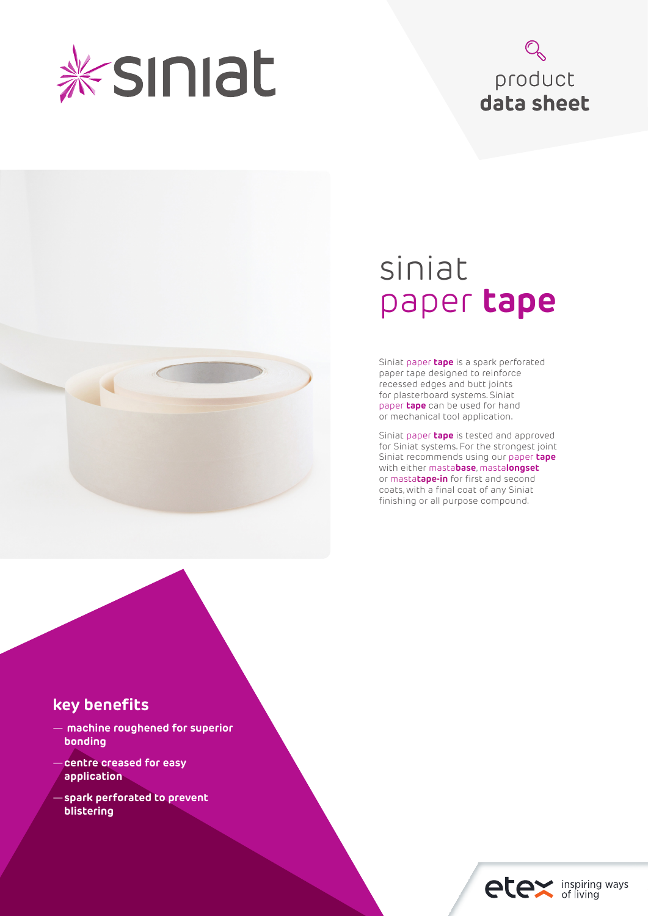siniat

product
**data sheet**

# siniat paper **tape**

Siniat paper **tape** is a spark perforated paper tape designed to reinforce recessed edges and butt joints for plasterboard systems. Siniat paper **tape** can be used for hand or mechanical tool application.

Siniat paper **tape** is tested and approved for Siniat systems. For the strongest joint Siniat recommends using our paper **tape** with either masta**base**, masta**longset** or masta**tape-in** for first and second coats, with a final coat of any Siniat finishing or all purpose compound.

## key benefits

- **machine roughened for superior bonding**
- **centre creased for easy application**
- **spark perforated to prevent blistering**

etex inspiring ways of living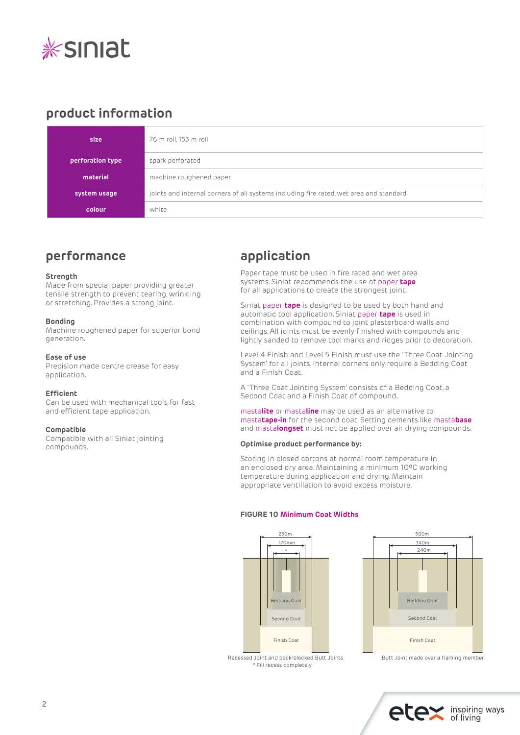## product information

| size | 76 m roll, 153 m roll |
|---|---|
| perforation type | spark perforated |
| material | machine roughened paper |
| system usage | joints and internal corners of all systems including fire rated, wet area and standard |
| colour | white |

## performance

**Strength**
Made from special paper providing greater tensile strength to prevent tearing, wrinkling or stretching. Provides a strong joint.

**Bonding**
Machine roughened paper for superior bond generation.

**Ease of use**
Precision made centre crease for easy application.

**Efficient**
Can be used with mechanical tools for fast and efficient tape application.

**Compatible**
Compatible with all Siniat jointing compounds.

## application

Paper tape must be used in fire rated and wet area systems. Siniat recommends the use of paper **tape** for all applications to create the strongest joint.

Siniat paper **tape** is designed to be used by both hand and automatic tool application. Siniat paper **tape** is used in combination with compound to joint plasterboard walls and ceilings. All joints must be evenly finished with compounds and lightly sanded to remove tool marks and ridges prior to decoration.

Level 4 Finish and Level 5 Finish must use the 'Three Coat Jointing System' for all joints. Internal corners only require a Bedding Coat and a Finish Coat.

A 'Three Coat Jointing System' consists of a Bedding Coat, a Second Coat and a Finish Coat of compound.

masta**lite** or masta**line** may be used as an alternative to masta**tape-in** for the second coat. Setting cements like masta**base** and masta**longset** must not be applied over air drying compounds.

**Optimise product performance by:**

Storing in closed cartons at normal room temperature in an enclosed dry area. Maintaining a minimum 10ºC working temperature during application and drying. Maintain appropriate ventillation to avoid excess moisture.

**FIGURE 10 Minimum Coat Widths**

250m
170mm
*
Bedding Coat
Second Coat
Finish Coat

Recessed Joint and back-blocked Butt Joints
* Fill recess completely

500m
340m
240m
Bedding Coat
Second Coat
Finish Coat

Butt Joint made over a framing member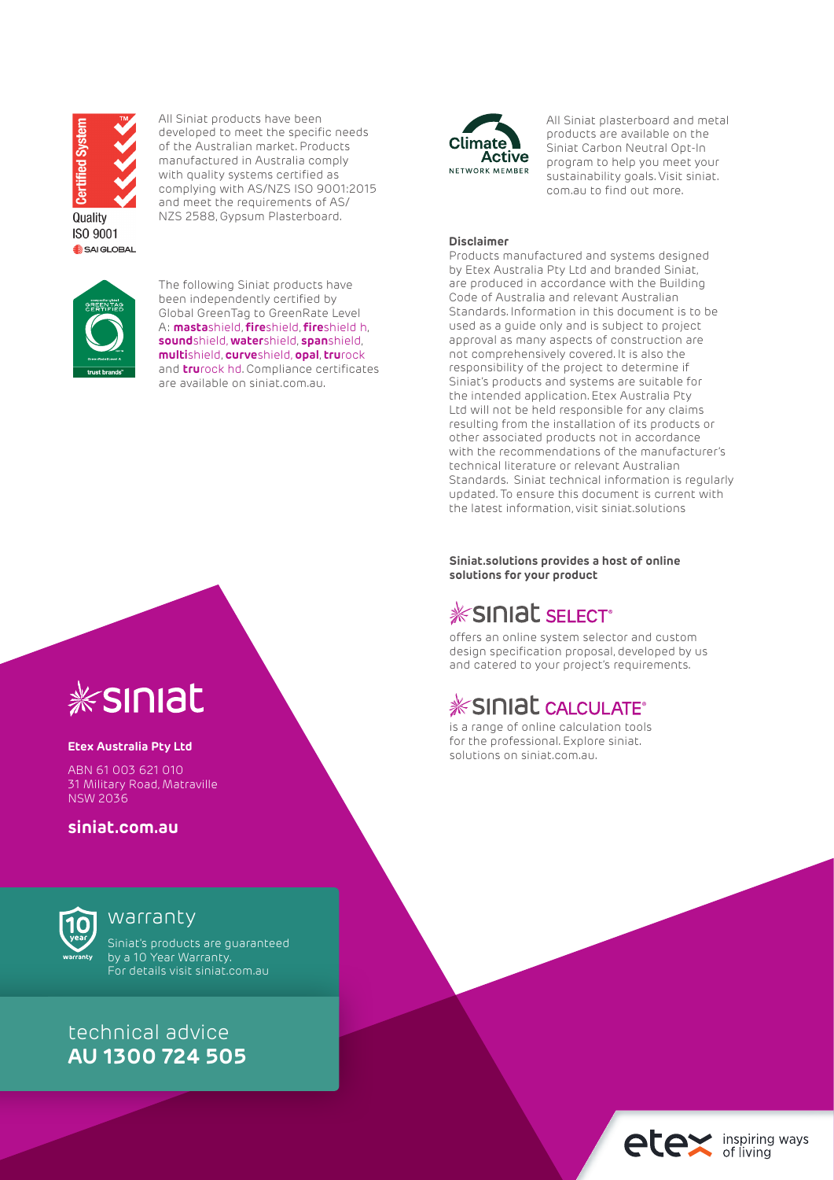Certified System
Quality
ISO 9001
SAI GLOBAL

All Siniat products have been developed to meet the specific needs of the Australian market. Products manufactured in Australia comply with quality systems certified as complying with AS/NZS ISO 9001:2015 and meet the requirements of AS/NZS 2588, Gypsum Plasterboard.

The following Siniat products have been independently certified by Global GreenTag to GreenRate Level A: **masta**shield, **fire**shield, **fire**shield h, **sound**shield, **water**shield, **span**shield, **multi**shield, **curve**shield, **opal**, **tru**rock and **tru**rock hd. Compliance certificates are available on siniat.com.au.

Climate Active
NETWORK MEMBER

All Siniat plasterboard and metal products are available on the Siniat Carbon Neutral Opt-In program to help you meet your sustainability goals. Visit siniat.com.au to find out more.

**Disclaimer**

Products manufactured and systems designed by Etex Australia Pty Ltd and branded Siniat, are produced in accordance with the Building Code of Australia and relevant Australian Standards. Information in this document is to be used as a guide only and is subject to project approval as many aspects of construction are not comprehensively covered. It is also the responsibility of the project to determine if Siniat's products and systems are suitable for the intended application. Etex Australia Pty Ltd will not be held responsible for any claims resulting from the installation of its products or other associated products not in accordance with the recommendations of the manufacturer's technical literature or relevant Australian Standards. Siniat technical information is regularly updated. To ensure this document is current with the latest information, visit siniat.solutions

**Siniat.solutions provides a host of online solutions for your product**

**siniat SELECT®**

offers an online system selector and custom design specification proposal, developed by us and catered to your project's requirements.

**siniat CALCULATE®**

is a range of online calculation tools for the professional. Explore siniat.solutions on siniat.com.au.

**siniat**

**Etex Australia Pty Ltd**

ABN 61 003 621 010
31 Military Road, Matraville
NSW 2036

**siniat.com.au**

## warranty

Siniat's products are guaranteed by a 10 Year Warranty.
For details visit siniat.com.au

## technical advice
**AU 1300 724 505**

etex inspiring ways of living